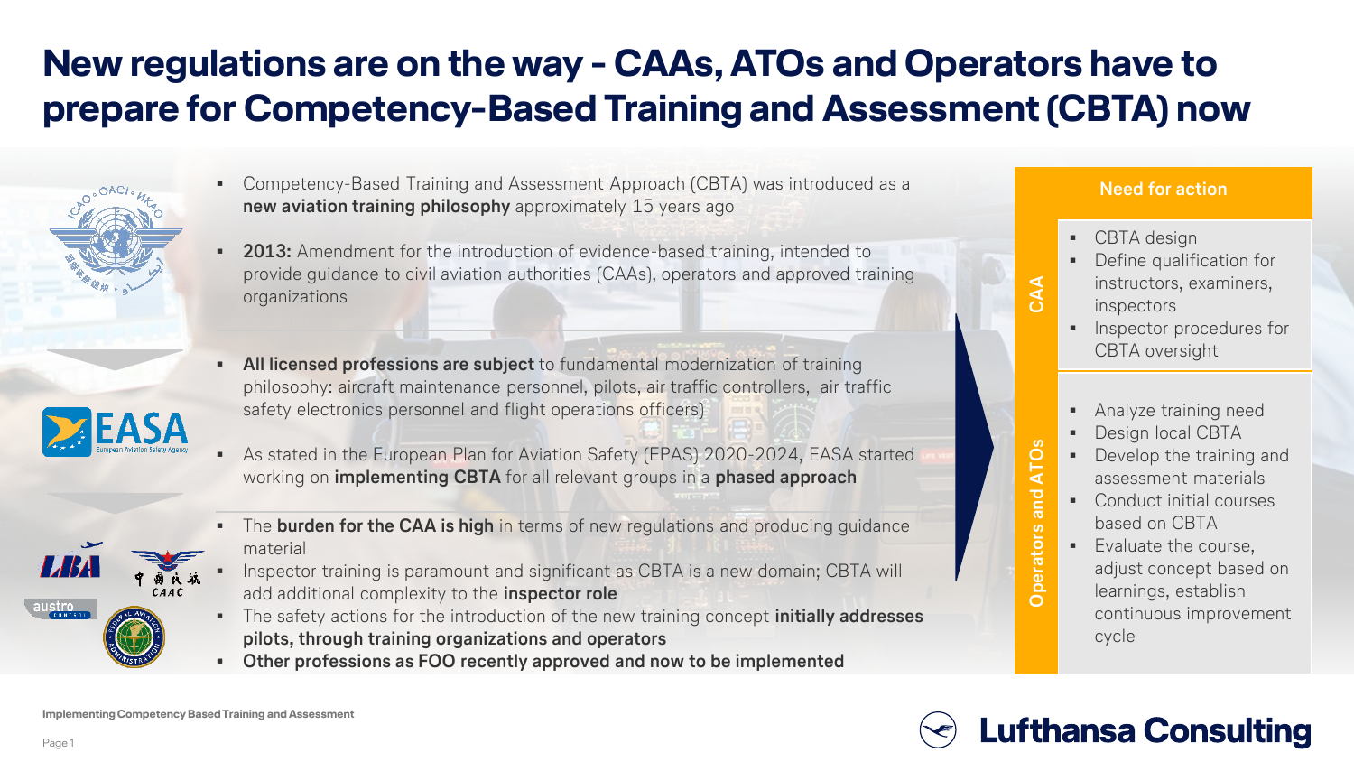# New regulations are on the way - CAAs, ATOs and Operators have to prepare for Competency-Based Training and Assessment (CBTA) now

- Competency-Based Training and Assessment Approach (CBTA) was introduced as a **new aviation training philosophy** approximately 15 years ago
- **2013:** Amendment for the introduction of evidence-based training, intended to provide guidance to civil aviation authorities (CAAs), operators and approved training organizations
- **All licensed professions are subject** to fundamental modernization of training philosophy: aircraft maintenance personnel, pilots, air traffic controllers, air traffic safety electronics personnel and flight operations officers)
- As stated in the European Plan for Aviation Safety (EPAS) 2020-2024, EASA started working on **implementing CBTA** for all relevant groups in a **phased approach**
- The **burden for the CAA is high** in terms of new regulations and producing guidance material
- Inspector training is paramount and significant as CBTA is a new domain; CBTA will add additional complexity to the **inspector role**
- The safety actions for the introduction of the new training concept **initially addresses pilots, through training organizations and operators**
- **Other professions as FOO recently approved and now to be implemented**

## Need for action

**CAA**

- CBTA design
- Define qualification for instructors, examiners, inspectors
- Inspector procedures for CBTA oversight

**Operators and ATOs**

- Analyze training need
- Design local CBTA
- Develop the training and assessment materials
- Conduct initial courses based on CBTA
- Evaluate the course, adjust concept based on learnings, establish continuous improvement cycle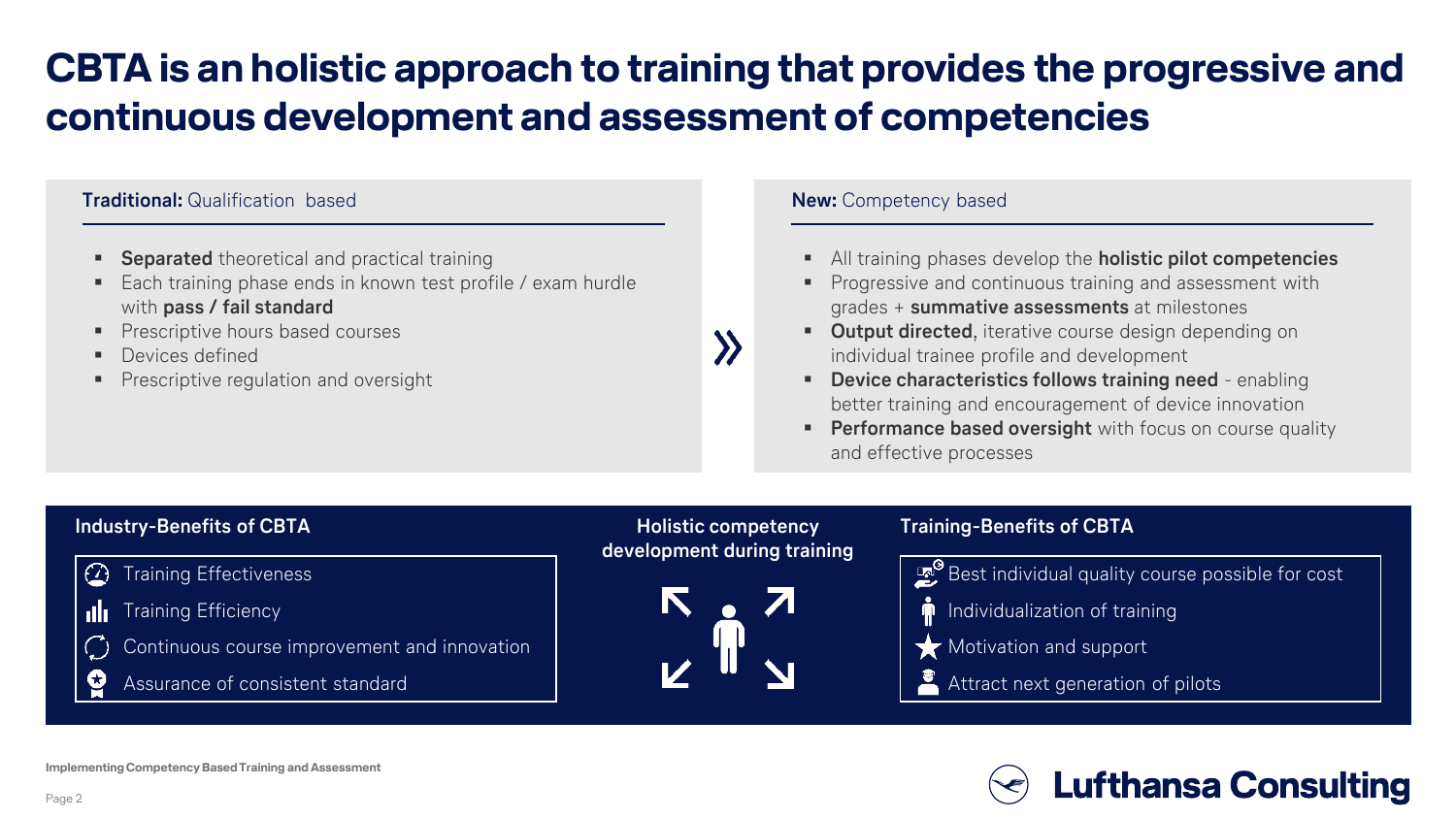# CBTA is an holistic approach to training that provides the progressive and continuous development and assessment of competencies

**Traditional:** Qualification based

- **Separated** theoretical and practical training
- Each training phase ends in known test profile / exam hurdle with **pass / fail standard**
- Prescriptive hours based courses
- Devices defined
- Prescriptive regulation and oversight

»

**New:** Competency based

- All training phases develop the **holistic pilot competencies**
- Progressive and continuous training and assessment with grades + **summative assessments** at milestones
- **Output directed**, iterative course design depending on individual trainee profile and development
- **Device characteristics follows training need** - enabling better training and encouragement of device innovation
- **Performance based oversight** with focus on course quality and effective processes

**Industry-Benefits of CBTA**

- Training Effectiveness
- Training Efficiency
- Continuous course improvement and innovation
- Assurance of consistent standard

**Holistic competency development during training**

**Training-Benefits of CBTA**

- Best individual quality course possible for cost
- Individualization of training
- Motivation and support
- Attract next generation of pilots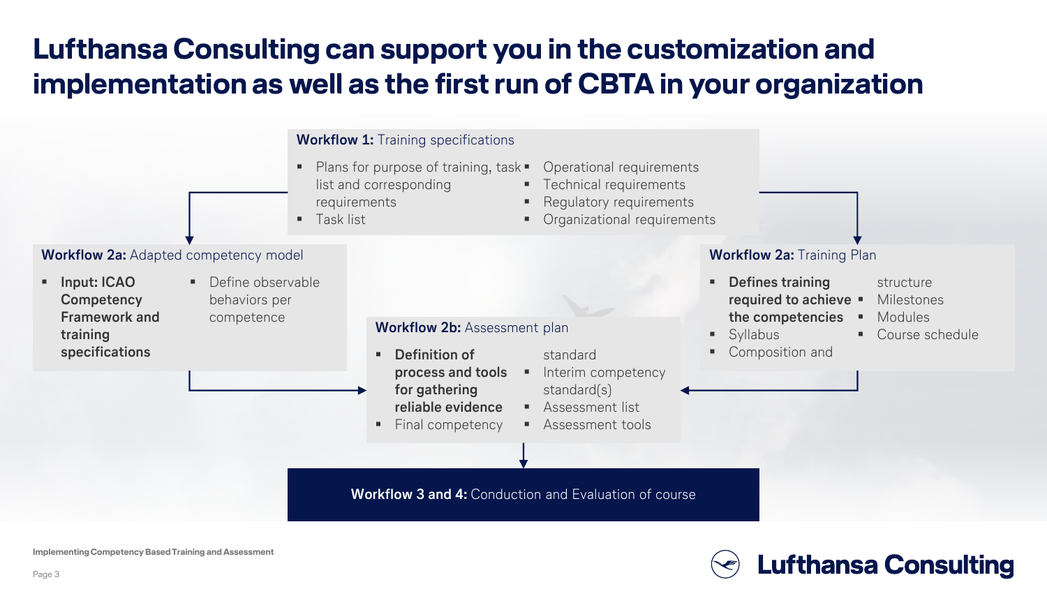# Lufthansa Consulting can support you in the customization and implementation as well as the first run of CBTA in your organization

**Workflow 1:** Training specifications

- Plans for purpose of training, task list and corresponding requirements
- Task list
- Operational requirements
- Technical requirements
- Regulatory requirements
- Organizational requirements

**Workflow 2a:** Adapted competency model

- **Input: ICAO Competency Framework and training specifications**
- Define observable behaviors per competence

**Workflow 2a:** Training Plan

- **Defines training required to achieve the competencies**
- Syllabus
- Composition and structure
- Milestones
- Modules
- Course schedule

**Workflow 2b:** Assessment plan

- **Definition of process and tools for gathering reliable evidence**
- Final competency standard
- Interim competency standard(s)
- Assessment list
- Assessment tools

**Workflow 3 and 4:** Conduction and Evaluation of course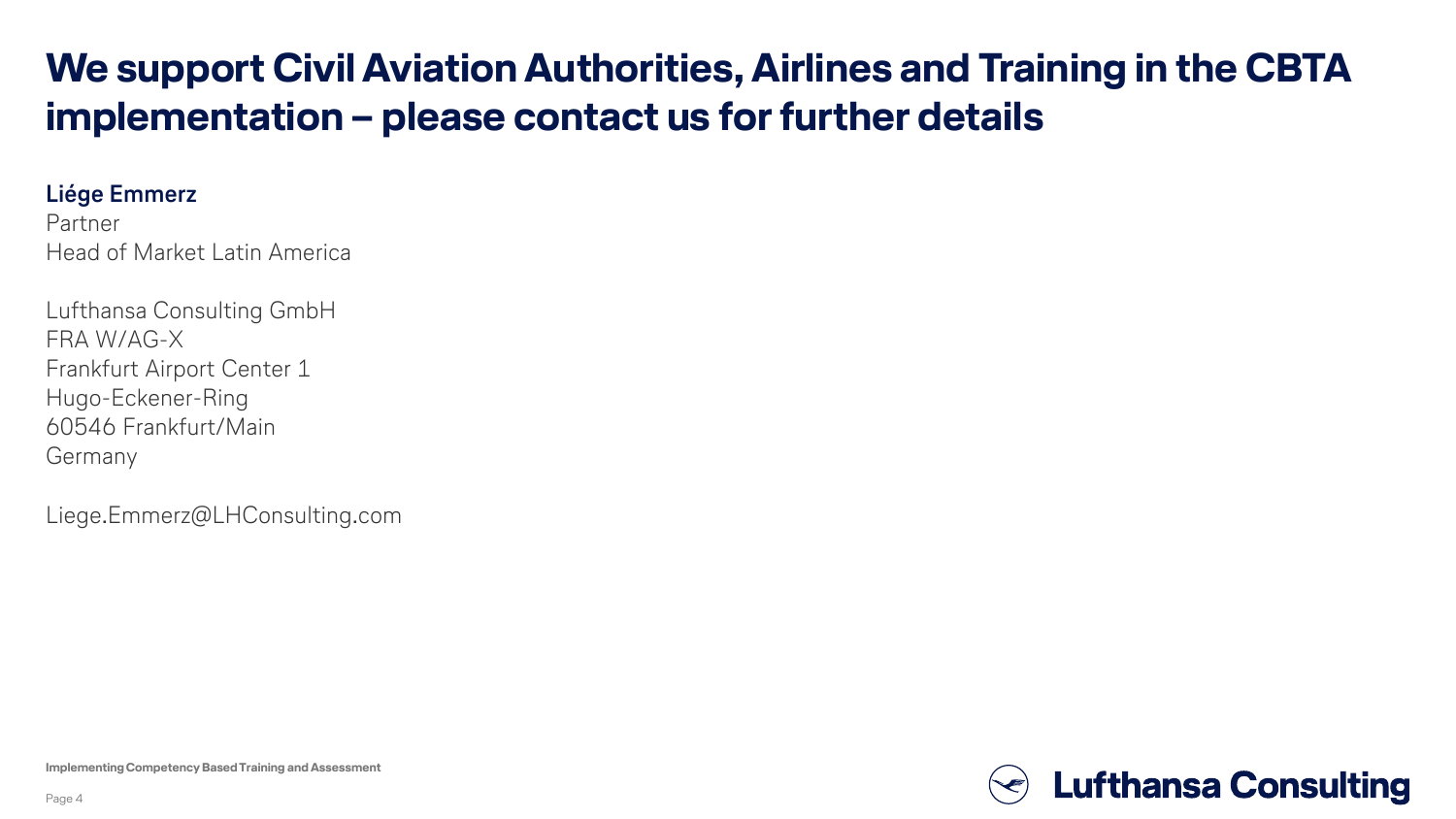# We support Civil Aviation Authorities, Airlines and Training in the CBTA implementation – please contact us for further details

**Liége Emmerz**
Partner
Head of Market Latin America

Lufthansa Consulting GmbH
FRA W/AG-X
Frankfurt Airport Center 1
Hugo-Eckener-Ring
60546 Frankfurt/Main
Germany

Liege.Emmerz@LHConsulting.com